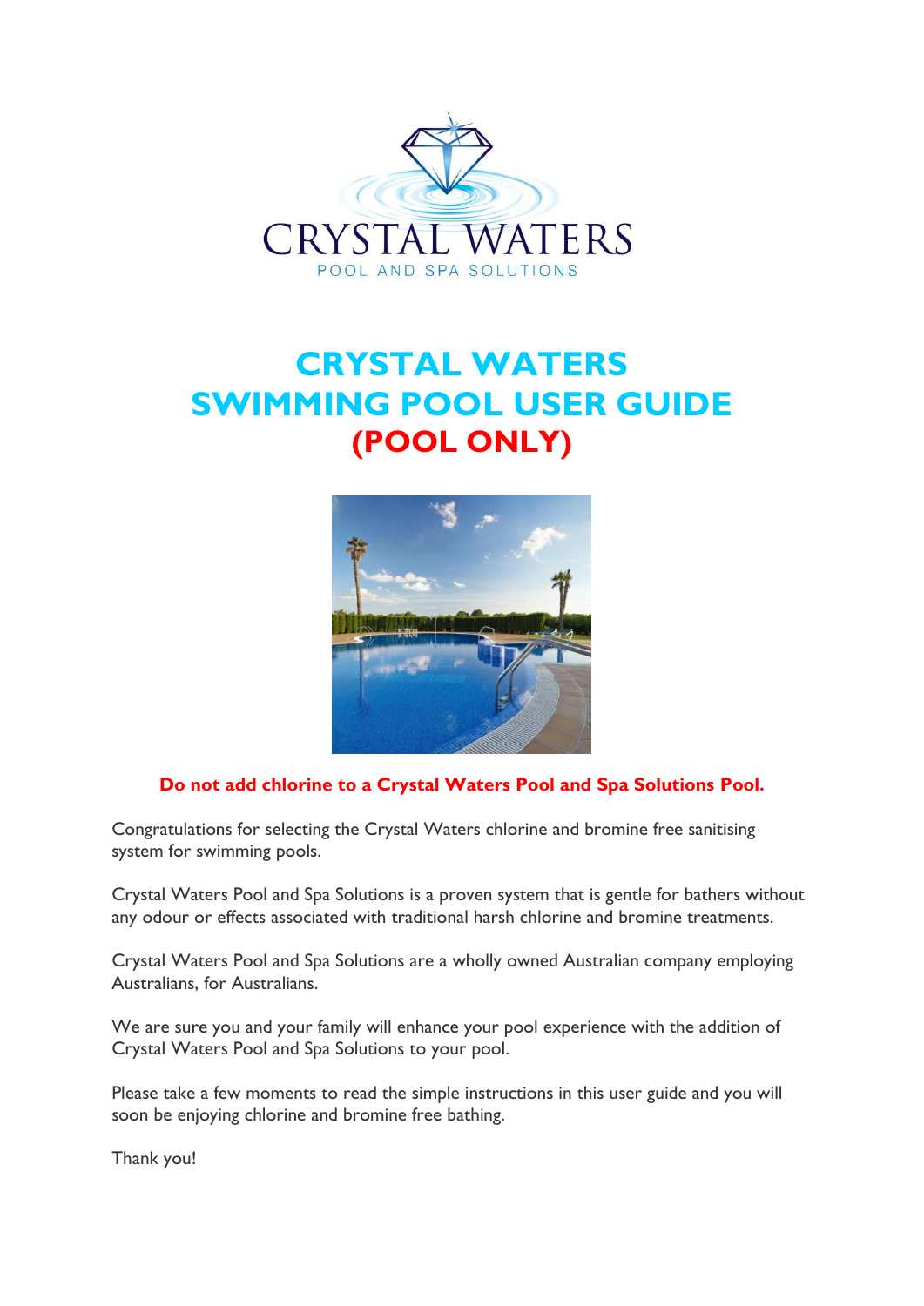CRYSTAL WATERS

POOL AND SPA SOLUTIONS

# CRYSTAL WATERS SWIMMING POOL USER GUIDE (POOL ONLY)

**Do not add chlorine to a Crystal Waters Pool and Spa Solutions Pool.**

Congratulations for selecting the Crystal Waters chlorine and bromine free sanitising system for swimming pools.

Crystal Waters Pool and Spa Solutions is a proven system that is gentle for bathers without any odour or effects associated with traditional harsh chlorine and bromine treatments.

Crystal Waters Pool and Spa Solutions are a wholly owned Australian company employing Australians, for Australians.

We are sure you and your family will enhance your pool experience with the addition of Crystal Waters Pool and Spa Solutions to your pool.

Please take a few moments to read the simple instructions in this user guide and you will soon be enjoying chlorine and bromine free bathing.

Thank you!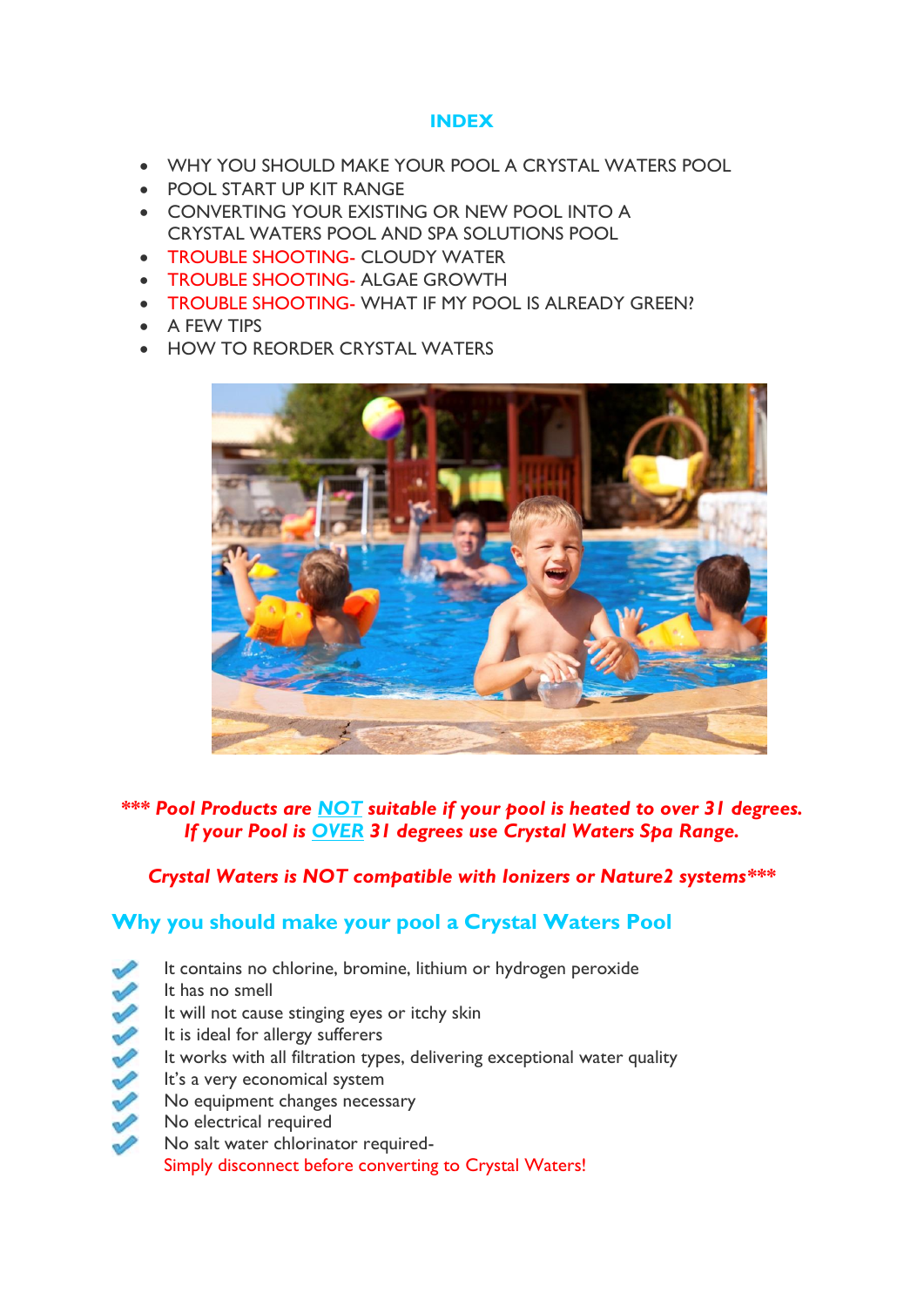## INDEX

- WHY YOU SHOULD MAKE YOUR POOL A CRYSTAL WATERS POOL
- POOL START UP KIT RANGE
- CONVERTING YOUR EXISTING OR NEW POOL INTO A CRYSTAL WATERS POOL AND SPA SOLUTIONS POOL
- TROUBLE SHOOTING- CLOUDY WATER
- TROUBLE SHOOTING- ALGAE GROWTH
- TROUBLE SHOOTING- WHAT IF MY POOL IS ALREADY GREEN?
- A FEW TIPS
- HOW TO REORDER CRYSTAL WATERS

***\*\*\* Pool Products are NOT suitable if your pool is heated to over 31 degrees. If your Pool is OVER 31 degrees use Crystal Waters Spa Range.***

***Crystal Waters is NOT compatible with Ionizers or Nature2 systems\*\*\****

## Why you should make your pool a Crystal Waters Pool

- ✔ It contains no chlorine, bromine, lithium or hydrogen peroxide
- ✔ It has no smell
- ✔ It will not cause stinging eyes or itchy skin
- ✔ It is ideal for allergy sufferers
- ✔ It works with all filtration types, delivering exceptional water quality
- ✔ It's a very economical system
- ✔ No equipment changes necessary
- ✔ No electrical required
- ✔ No salt water chlorinator required- Simply disconnect before converting to Crystal Waters!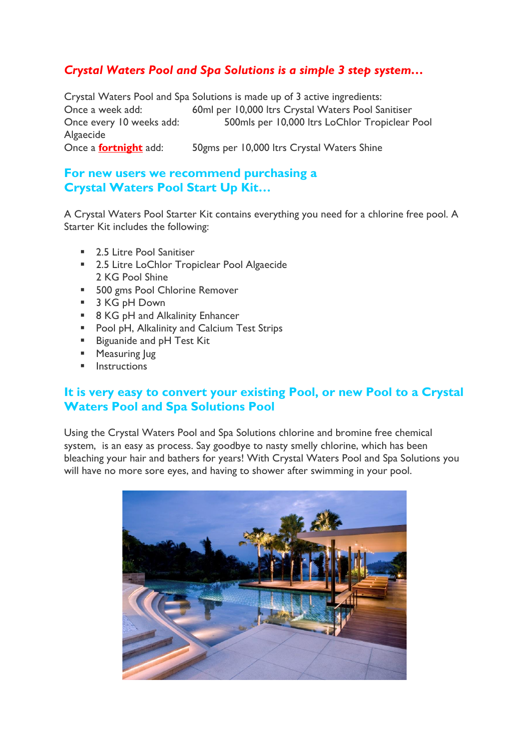## *Crystal Waters Pool and Spa Solutions is a simple 3 step system…*

Crystal Waters Pool and Spa Solutions is made up of 3 active ingredients:
Once a week add: 60ml per 10,000 ltrs Crystal Waters Pool Sanitiser
Once every 10 weeks add: 500mls per 10,000 ltrs LoChlor Tropiclear Pool Algaecide
Once a **fortnight** add: 50gms per 10,000 ltrs Crystal Waters Shine

## For new users we recommend purchasing a Crystal Waters Pool Start Up Kit…

A Crystal Waters Pool Starter Kit contains everything you need for a chlorine free pool. A Starter Kit includes the following:

- 2.5 Litre Pool Sanitiser
- 2.5 Litre LoChlor Tropiclear Pool Algaecide
  2 KG Pool Shine
- 500 gms Pool Chlorine Remover
- 3 KG pH Down
- 8 KG pH and Alkalinity Enhancer
- Pool pH, Alkalinity and Calcium Test Strips
- Biguanide and pH Test Kit
- Measuring Jug
- Instructions

## It is very easy to convert your existing Pool, or new Pool to a Crystal Waters Pool and Spa Solutions Pool

Using the Crystal Waters Pool and Spa Solutions chlorine and bromine free chemical system, is an easy as process. Say goodbye to nasty smelly chlorine, which has been bleaching your hair and bathers for years! With Crystal Waters Pool and Spa Solutions you will have no more sore eyes, and having to shower after swimming in your pool.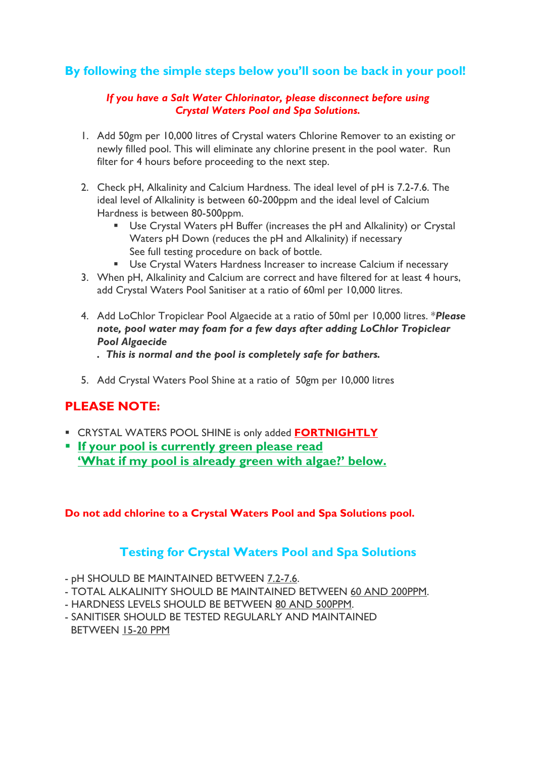## By following the simple steps below you'll soon be back in your pool!

***If you have a Salt Water Chlorinator, please disconnect before using Crystal Waters Pool and Spa Solutions.***

1. Add 50gm per 10,000 litres of Crystal waters Chlorine Remover to an existing or newly filled pool. This will eliminate any chlorine present in the pool water. Run filter for 4 hours before proceeding to the next step.

2. Check pH, Alkalinity and Calcium Hardness. The ideal level of pH is 7.2-7.6. The ideal level of Alkalinity is between 60-200ppm and the ideal level of Calcium Hardness is between 80-500ppm.
   - Use Crystal Waters pH Buffer (increases the pH and Alkalinity) or Crystal Waters pH Down (reduces the pH and Alkalinity) if necessary
     See full testing procedure on back of bottle.
   - Use Crystal Waters Hardness Increaser to increase Calcium if necessary
3. When pH, Alkalinity and Calcium are correct and have filtered for at least 4 hours, add Crystal Waters Pool Sanitiser at a ratio of 60ml per 10,000 litres.

4. Add LoChlor Tropiclear Pool Algaecide at a ratio of 50ml per 10,000 litres. \****Please note, pool water may foam for a few days after adding LoChlor Tropiclear Pool Algaecide***
   ***. This is normal and the pool is completely safe for bathers.***

5. Add Crystal Waters Pool Shine at a ratio of 50gm per 10,000 litres

## PLEASE NOTE:

- CRYSTAL WATERS POOL SHINE is only added **FORTNIGHTLY**
- **If your pool is currently green please read 'What if my pool is already green with algae?' below.**

**Do not add chlorine to a Crystal Waters Pool and Spa Solutions pool.**

## Testing for Crystal Waters Pool and Spa Solutions

- pH SHOULD BE MAINTAINED BETWEEN 7.2-7.6.
- TOTAL ALKALINITY SHOULD BE MAINTAINED BETWEEN 60 AND 200PPM.
- HARDNESS LEVELS SHOULD BE BETWEEN 80 AND 500PPM.
- SANITISER SHOULD BE TESTED REGULARLY AND MAINTAINED BETWEEN 15-20 PPM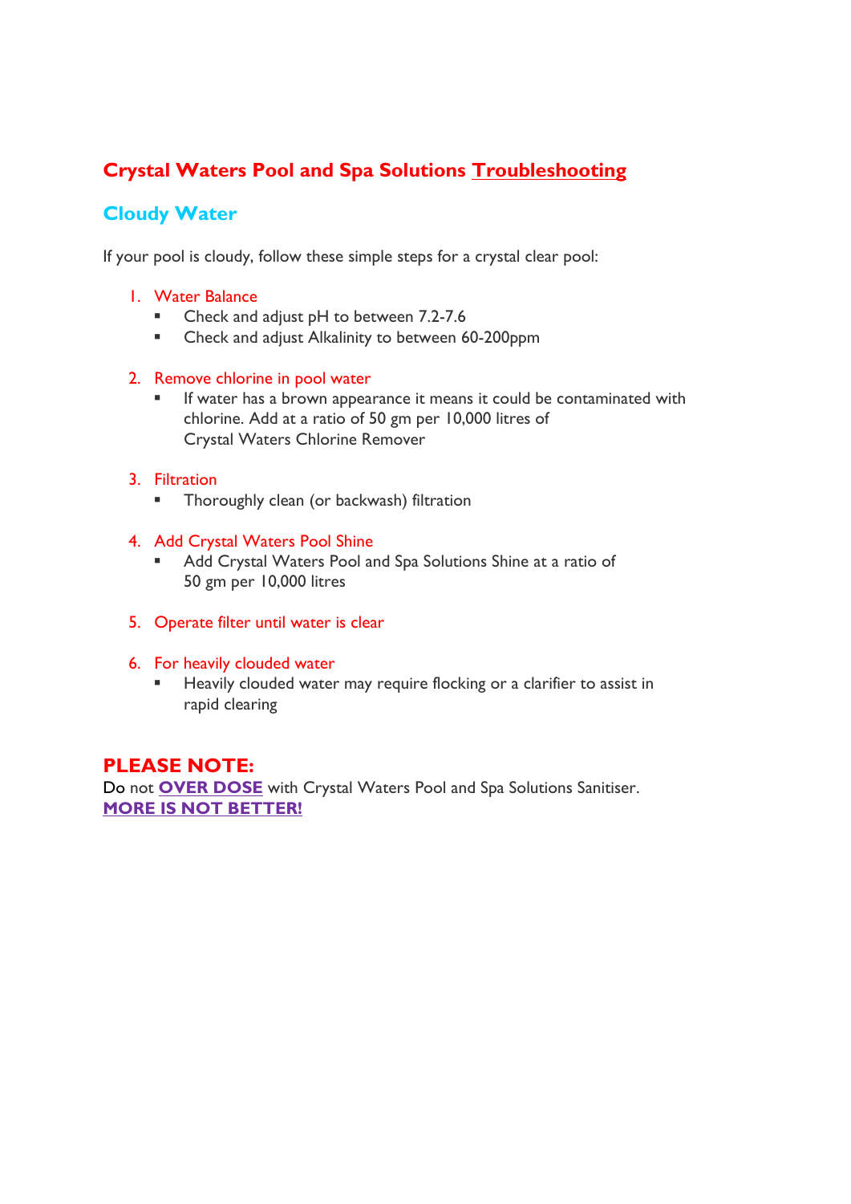## Crystal Waters Pool and Spa Solutions <u>Troubleshooting</u>

### Cloudy Water

If your pool is cloudy, follow these simple steps for a crystal clear pool:

1. Water Balance
   - Check and adjust pH to between 7.2-7.6
   - Check and adjust Alkalinity to between 60-200ppm

2. Remove chlorine in pool water
   - If water has a brown appearance it means it could be contaminated with chlorine. Add at a ratio of 50 gm per 10,000 litres of Crystal Waters Chlorine Remover

3. Filtration
   - Thoroughly clean (or backwash) filtration

4. Add Crystal Waters Pool Shine
   - Add Crystal Waters Pool and Spa Solutions Shine at a ratio of 50 gm per 10,000 litres

5. Operate filter until water is clear

6. For heavily clouded water
   - Heavily clouded water may require flocking or a clarifier to assist in rapid clearing

**PLEASE NOTE:**
Do not **<u>OVER DOSE</u>** with Crystal Waters Pool and Spa Solutions Sanitiser.
**<u>MORE IS NOT BETTER!</u>**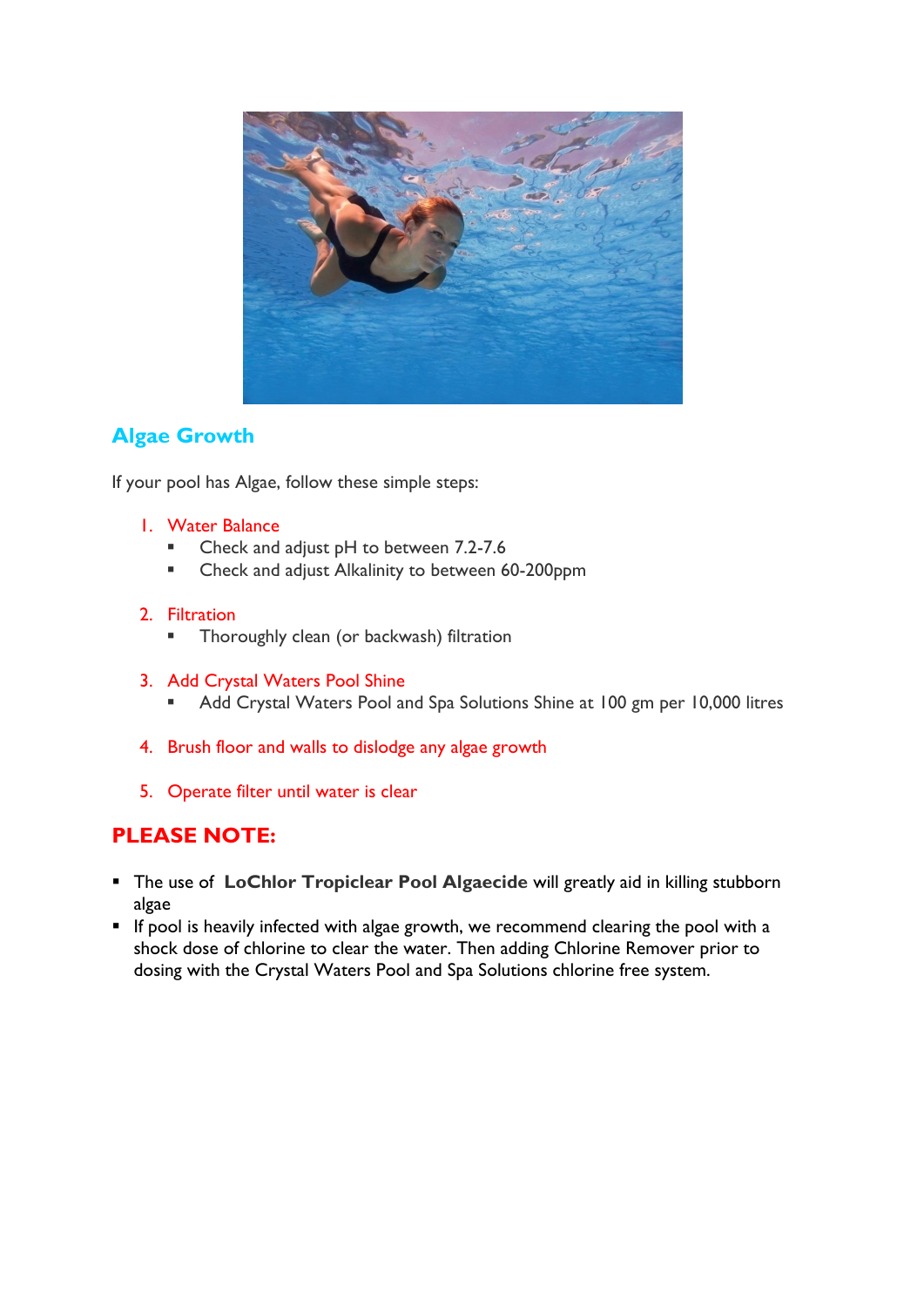## Algae Growth

If your pool has Algae, follow these simple steps:

1. Water Balance
   - Check and adjust pH to between 7.2-7.6
   - Check and adjust Alkalinity to between 60-200ppm

2. Filtration
   - Thoroughly clean (or backwash) filtration

3. Add Crystal Waters Pool Shine
   - Add Crystal Waters Pool and Spa Solutions Shine at 100 gm per 10,000 litres

4. Brush floor and walls to dislodge any algae growth

5. Operate filter until water is clear

## PLEASE NOTE:

- The use of **LoChlor Tropiclear Pool Algaecide** will greatly aid in killing stubborn algae
- If pool is heavily infected with algae growth, we recommend clearing the pool with a shock dose of chlorine to clear the water. Then adding Chlorine Remover prior to dosing with the Crystal Waters Pool and Spa Solutions chlorine free system.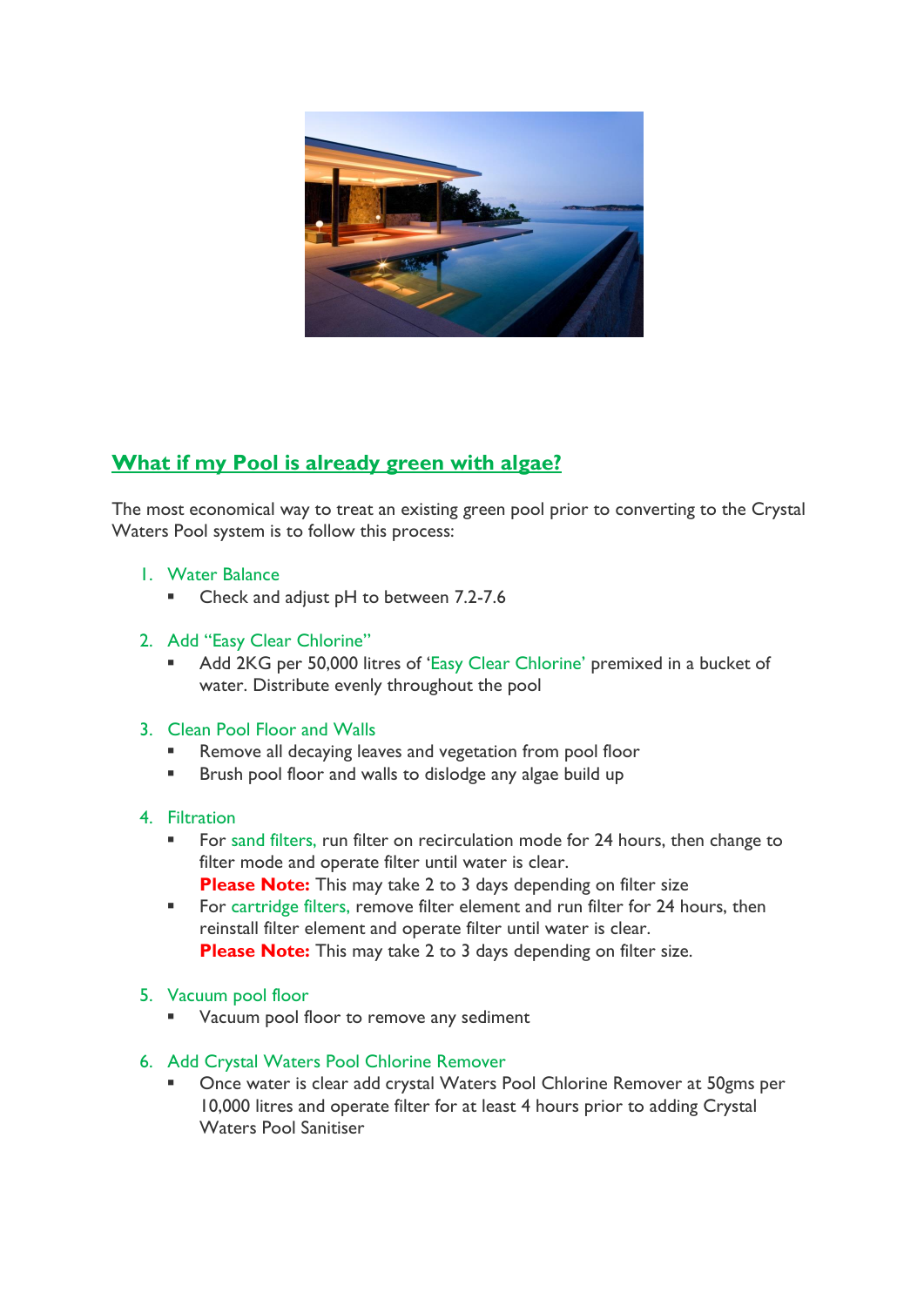## What if my Pool is already green with algae?

The most economical way to treat an existing green pool prior to converting to the Crystal Waters Pool system is to follow this process:

1. Water Balance
   - Check and adjust pH to between 7.2-7.6

2. Add "Easy Clear Chlorine"
   - Add 2KG per 50,000 litres of 'Easy Clear Chlorine' premixed in a bucket of water. Distribute evenly throughout the pool

3. Clean Pool Floor and Walls
   - Remove all decaying leaves and vegetation from pool floor
   - Brush pool floor and walls to dislodge any algae build up

4. Filtration
   - For sand filters, run filter on recirculation mode for 24 hours, then change to filter mode and operate filter until water is clear.
     **Please Note:** This may take 2 to 3 days depending on filter size
   - For cartridge filters, remove filter element and run filter for 24 hours, then reinstall filter element and operate filter until water is clear.
     **Please Note:** This may take 2 to 3 days depending on filter size.

5. Vacuum pool floor
   - Vacuum pool floor to remove any sediment

6. Add Crystal Waters Pool Chlorine Remover
   - Once water is clear add crystal Waters Pool Chlorine Remover at 50gms per 10,000 litres and operate filter for at least 4 hours prior to adding Crystal Waters Pool Sanitiser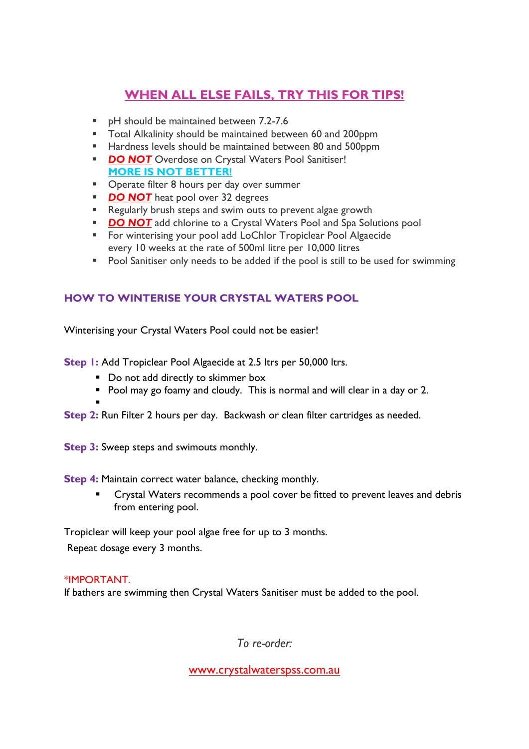## WHEN ALL ELSE FAILS, TRY THIS FOR TIPS!

- pH should be maintained between 7.2-7.6
- Total Alkalinity should be maintained between 60 and 200ppm
- Hardness levels should be maintained between 80 and 500ppm
- ***DO NOT*** Overdose on Crystal Waters Pool Sanitiser!
  **MORE IS NOT BETTER!**
- Operate filter 8 hours per day over summer
- ***DO NOT*** heat pool over 32 degrees
- Regularly brush steps and swim outs to prevent algae growth
- ***DO NOT*** add chlorine to a Crystal Waters Pool and Spa Solutions pool
- For winterising your pool add LoChlor Tropiclear Pool Algaecide every 10 weeks at the rate of 500ml litre per 10,000 litres
- Pool Sanitiser only needs to be added if the pool is still to be used for swimming

### HOW TO WINTERISE YOUR CRYSTAL WATERS POOL

Winterising your Crystal Waters Pool could not be easier!

**Step 1:** Add Tropiclear Pool Algaecide at 2.5 ltrs per 50,000 ltrs.

- Do not add directly to skimmer box
- Pool may go foamy and cloudy. This is normal and will clear in a day or 2.

**Step 2:** Run Filter 2 hours per day. Backwash or clean filter cartridges as needed.

**Step 3:** Sweep steps and swimouts monthly.

**Step 4:** Maintain correct water balance, checking monthly.

- Crystal Waters recommends a pool cover be fitted to prevent leaves and debris from entering pool.

Tropiclear will keep your pool algae free for up to 3 months.

Repeat dosage every 3 months.

*IMPORTANT.
If bathers are swimming then Crystal Waters Sanitiser must be added to the pool.

*To re-order:*

www.crystalwaterspss.com.au